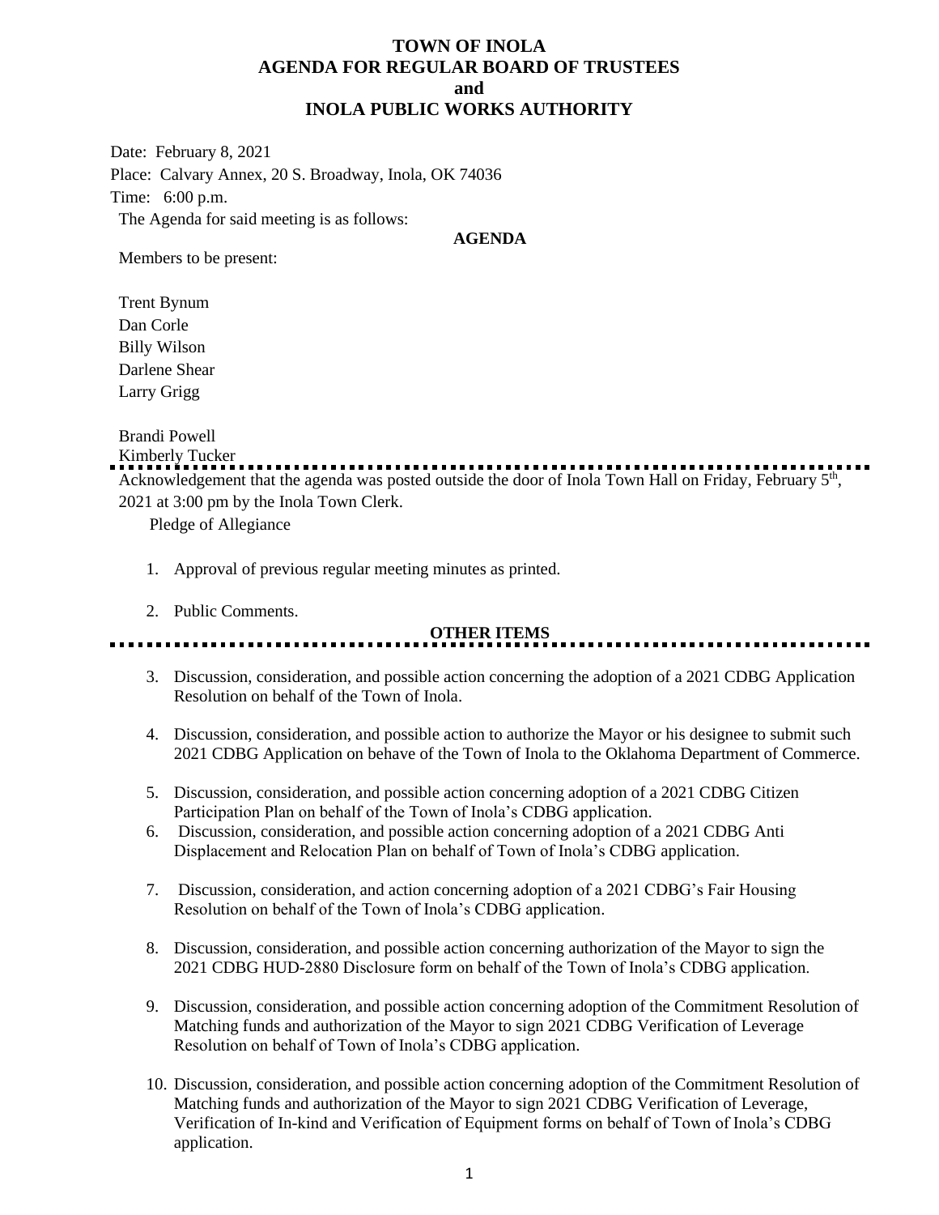# TOWN OF INOLA
# AGENDA FOR REGULAR BOARD OF TRUSTEES
# and
# INOLA PUBLIC WORKS AUTHORITY

Date: February 8, 2021

Place: Calvary Annex, 20 S. Broadway, Inola, OK 74036

Time: 6:00 p.m.

The Agenda for said meeting is as follows:

**AGENDA**

Members to be present:

Trent Bynum
Dan Corle
Billy Wilson
Darlene Shear
Larry Grigg

Brandi Powell
Kimberly Tucker

---

Acknowledgement that the agenda was posted outside the door of Inola Town Hall on Friday, February 5th, 2021 at 3:00 pm by the Inola Town Clerk.

Pledge of Allegiance

1. Approval of previous regular meeting minutes as printed.

2. Public Comments.

**OTHER ITEMS**

---

3. Discussion, consideration, and possible action concerning the adoption of a 2021 CDBG Application Resolution on behalf of the Town of Inola.

4. Discussion, consideration, and possible action to authorize the Mayor or his designee to submit such 2021 CDBG Application on behave of the Town of Inola to the Oklahoma Department of Commerce.

5. Discussion, consideration, and possible action concerning adoption of a 2021 CDBG Citizen Participation Plan on behalf of the Town of Inola's CDBG application.

6. Discussion, consideration, and possible action concerning adoption of a 2021 CDBG Anti Displacement and Relocation Plan on behalf of Town of Inola's CDBG application.

7. Discussion, consideration, and action concerning adoption of a 2021 CDBG's Fair Housing Resolution on behalf of the Town of Inola's CDBG application.

8. Discussion, consideration, and possible action concerning authorization of the Mayor to sign the 2021 CDBG HUD-2880 Disclosure form on behalf of the Town of Inola's CDBG application.

9. Discussion, consideration, and possible action concerning adoption of the Commitment Resolution of Matching funds and authorization of the Mayor to sign 2021 CDBG Verification of Leverage Resolution on behalf of Town of Inola's CDBG application.

10. Discussion, consideration, and possible action concerning adoption of the Commitment Resolution of Matching funds and authorization of the Mayor to sign 2021 CDBG Verification of Leverage, Verification of In-kind and Verification of Equipment forms on behalf of Town of Inola's CDBG application.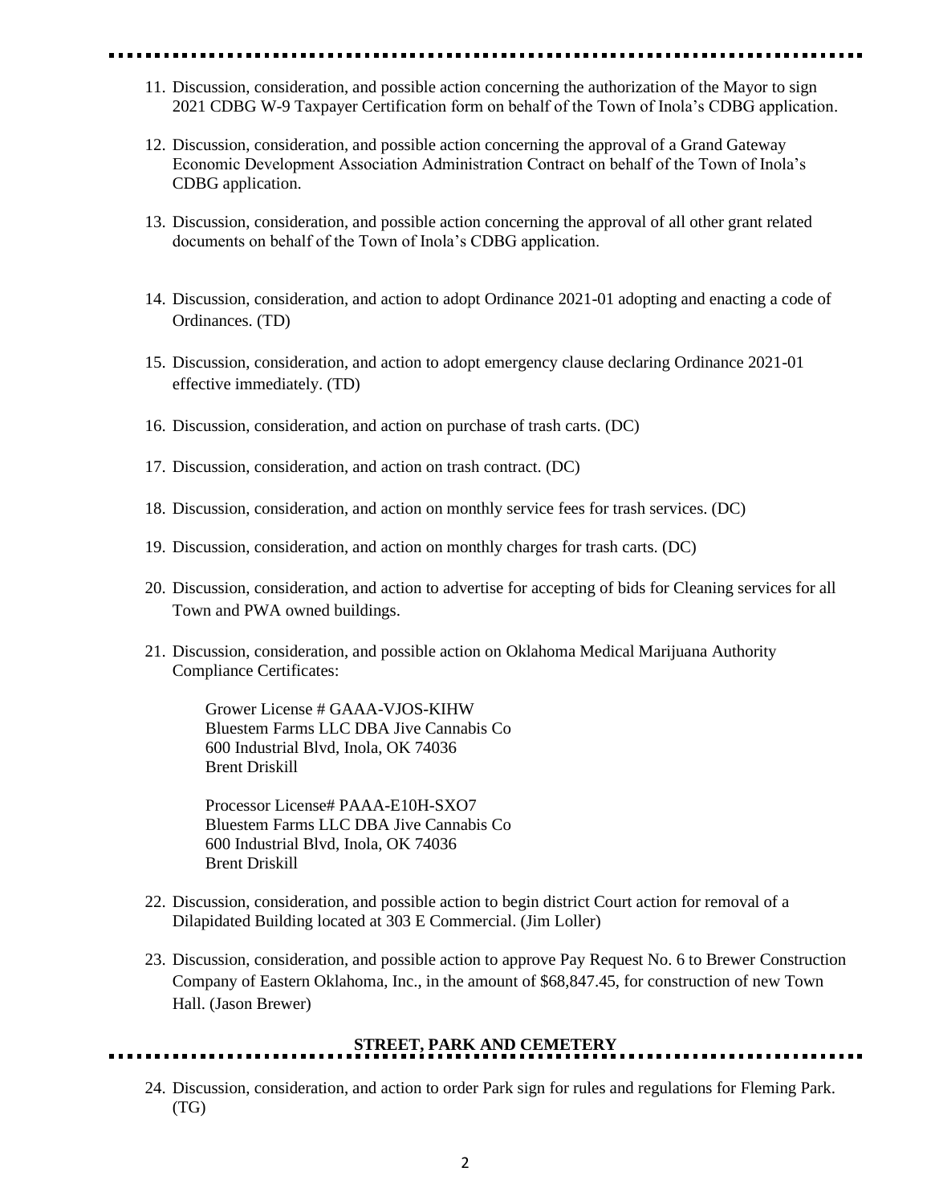11. Discussion, consideration, and possible action concerning the authorization of the Mayor to sign 2021 CDBG W-9 Taxpayer Certification form on behalf of the Town of Inola's CDBG application.

12. Discussion, consideration, and possible action concerning the approval of a Grand Gateway Economic Development Association Administration Contract on behalf of the Town of Inola's CDBG application.

13. Discussion, consideration, and possible action concerning the approval of all other grant related documents on behalf of the Town of Inola's CDBG application.

14. Discussion, consideration, and action to adopt Ordinance 2021-01 adopting and enacting a code of Ordinances. (TD)

15. Discussion, consideration, and action to adopt emergency clause declaring Ordinance 2021-01 effective immediately. (TD)

16. Discussion, consideration, and action on purchase of trash carts. (DC)

17. Discussion, consideration, and action on trash contract. (DC)

18. Discussion, consideration, and action on monthly service fees for trash services. (DC)

19. Discussion, consideration, and action on monthly charges for trash carts. (DC)

20. Discussion, consideration, and action to advertise for accepting of bids for Cleaning services for all Town and PWA owned buildings.

21. Discussion, consideration, and possible action on Oklahoma Medical Marijuana Authority Compliance Certificates:

    Grower License # GAAA-VJOS-KIHW
    Bluestem Farms LLC DBA Jive Cannabis Co
    600 Industrial Blvd, Inola, OK 74036
    Brent Driskill

    Processor License# PAAA-E10H-SXO7
    Bluestem Farms LLC DBA Jive Cannabis Co
    600 Industrial Blvd, Inola, OK 74036
    Brent Driskill

22. Discussion, consideration, and possible action to begin district Court action for removal of a Dilapidated Building located at 303 E Commercial. (Jim Loller)

23. Discussion, consideration, and possible action to approve Pay Request No. 6 to Brewer Construction Company of Eastern Oklahoma, Inc., in the amount of $68,847.45, for construction of new Town Hall. (Jason Brewer)

## STREET, PARK AND CEMETERY

24. Discussion, consideration, and action to order Park sign for rules and regulations for Fleming Park. (TG)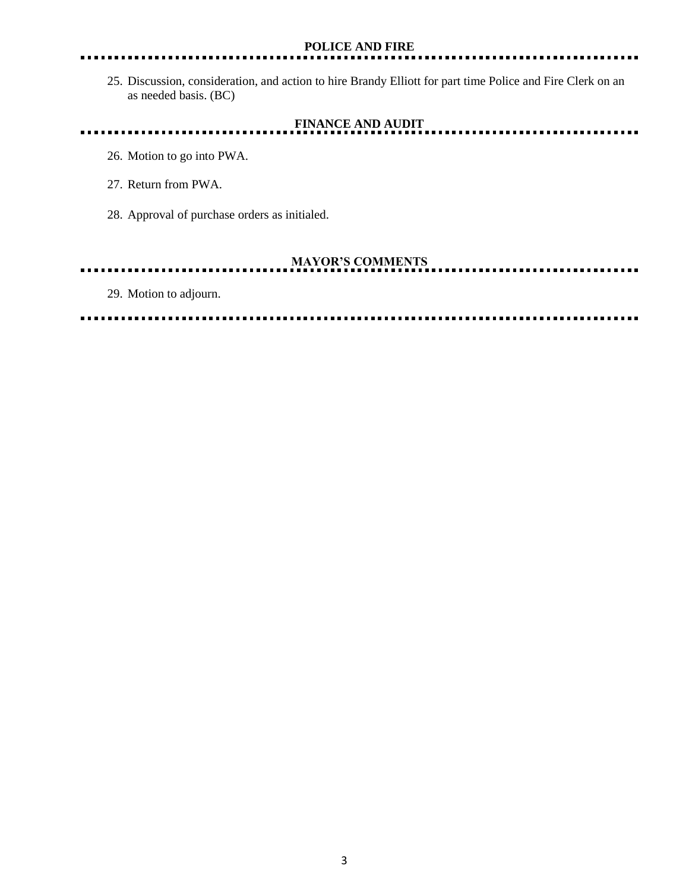## POLICE AND FIRE

25. Discussion, consideration, and action to hire Brandy Elliott for part time Police and Fire Clerk on an as needed basis. (BC)

## FINANCE AND AUDIT

26. Motion to go into PWA.

27. Return from PWA.

28. Approval of purchase orders as initialed.

## MAYOR'S COMMENTS

29. Motion to adjourn.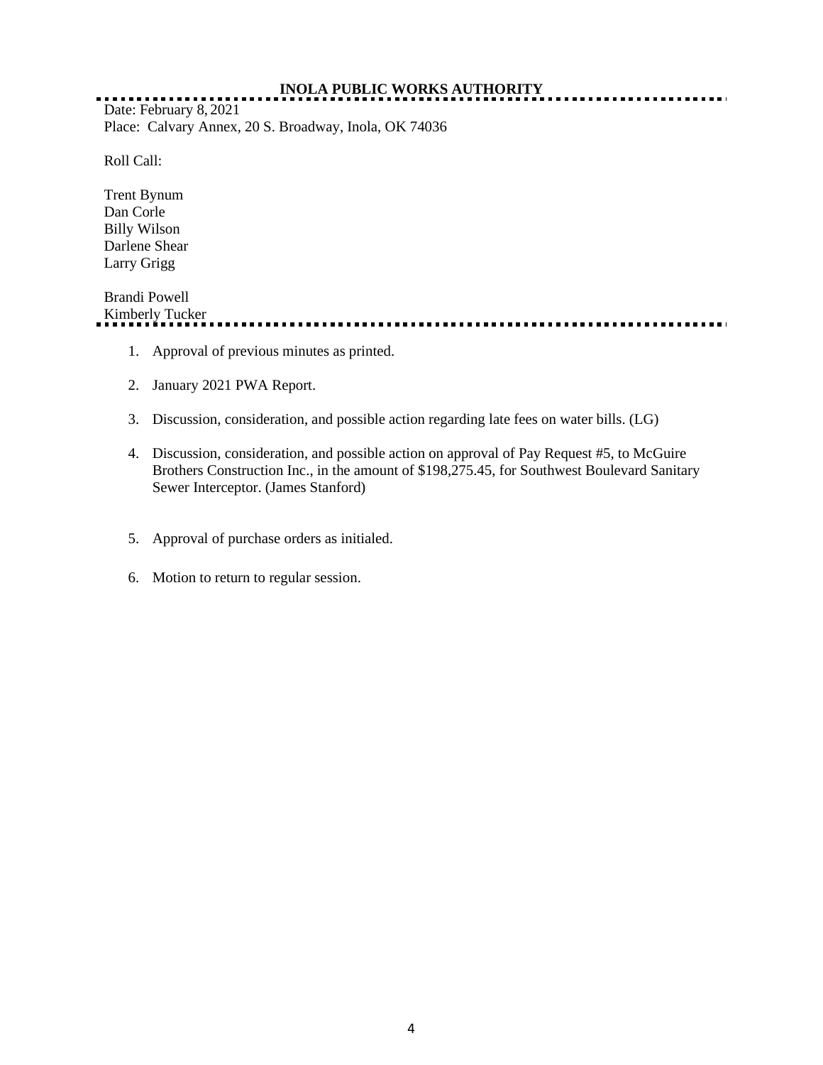**INOLA PUBLIC WORKS AUTHORITY**

Date: February 8, 2021
Place: Calvary Annex, 20 S. Broadway, Inola, OK 74036

Roll Call:

Trent Bynum
Dan Corle
Billy Wilson
Darlene Shear
Larry Grigg

Brandi Powell
Kimberly Tucker

1. Approval of previous minutes as printed.
2. January 2021 PWA Report.
3. Discussion, consideration, and possible action regarding late fees on water bills. (LG)
4. Discussion, consideration, and possible action on approval of Pay Request #5, to McGuire Brothers Construction Inc., in the amount of $198,275.45, for Southwest Boulevard Sanitary Sewer Interceptor. (James Stanford)
5. Approval of purchase orders as initialed.
6. Motion to return to regular session.